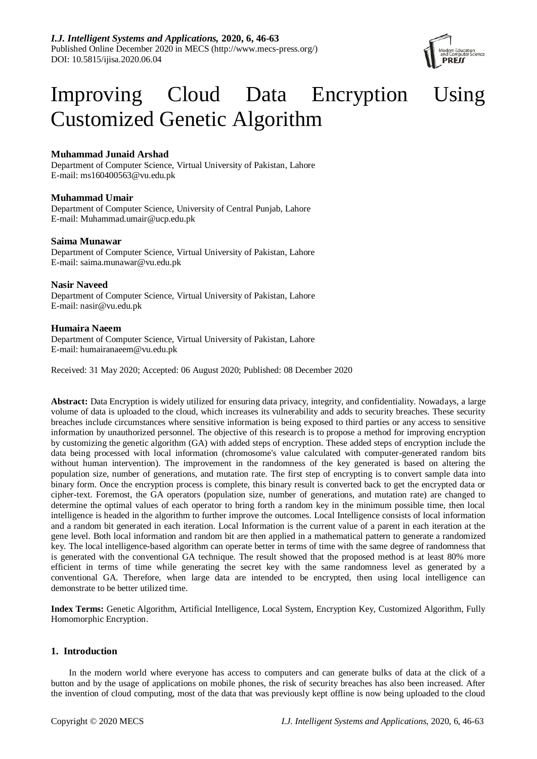# Improving Cloud Data Encryption Using Customized Genetic Algorithm

**Muhammad Junaid Arshad**
Department of Computer Science, Virtual University of Pakistan, Lahore
E-mail: ms160400563@vu.edu.pk

**Muhammad Umair**
Department of Computer Science, University of Central Punjab, Lahore
E-mail: Muhammad.umair@ucp.edu.pk

**Saima Munawar**
Department of Computer Science, Virtual University of Pakistan, Lahore
E-mail: saima.munawar@vu.edu.pk

**Nasir Naveed**
Department of Computer Science, Virtual University of Pakistan, Lahore
E-mail: nasir@vu.edu.pk

**Humaira Naeem**
Department of Computer Science, Virtual University of Pakistan, Lahore
E-mail: humairanaeem@vu.edu.pk

Received: 31 May 2020; Accepted: 06 August 2020; Published: 08 December 2020

**Abstract:** Data Encryption is widely utilized for ensuring data privacy, integrity, and confidentiality. Nowadays, a large volume of data is uploaded to the cloud, which increases its vulnerability and adds to security breaches. These security breaches include circumstances where sensitive information is being exposed to third parties or any access to sensitive information by unauthorized personnel. The objective of this research is to propose a method for improving encryption by customizing the genetic algorithm (GA) with added steps of encryption. These added steps of encryption include the data being processed with local information (chromosome's value calculated with computer-generated random bits without human intervention). The improvement in the randomness of the key generated is based on altering the population size, number of generations, and mutation rate. The first step of encrypting is to convert sample data into binary form. Once the encryption process is complete, this binary result is converted back to get the encrypted data or cipher-text. Foremost, the GA operators (population size, number of generations, and mutation rate) are changed to determine the optimal values of each operator to bring forth a random key in the minimum possible time, then local intelligence is headed in the algorithm to further improve the outcomes. Local Intelligence consists of local information and a random bit generated in each iteration. Local Information is the current value of a parent in each iteration at the gene level. Both local information and random bit are then applied in a mathematical pattern to generate a randomized key. The local intelligence-based algorithm can operate better in terms of time with the same degree of randomness that is generated with the conventional GA technique. The result showed that the proposed method is at least 80% more efficient in terms of time while generating the secret key with the same randomness level as generated by a conventional GA. Therefore, when large data are intended to be encrypted, then using local intelligence can demonstrate to be better utilized time.

**Index Terms:** Genetic Algorithm, Artificial Intelligence, Local System, Encryption Key, Customized Algorithm, Fully Homomorphic Encryption.

## 1. Introduction

In the modern world where everyone has access to computers and can generate bulks of data at the click of a button and by the usage of applications on mobile phones, the risk of security breaches has also been increased. After the invention of cloud computing, most of the data that was previously kept offline is now being uploaded to the cloud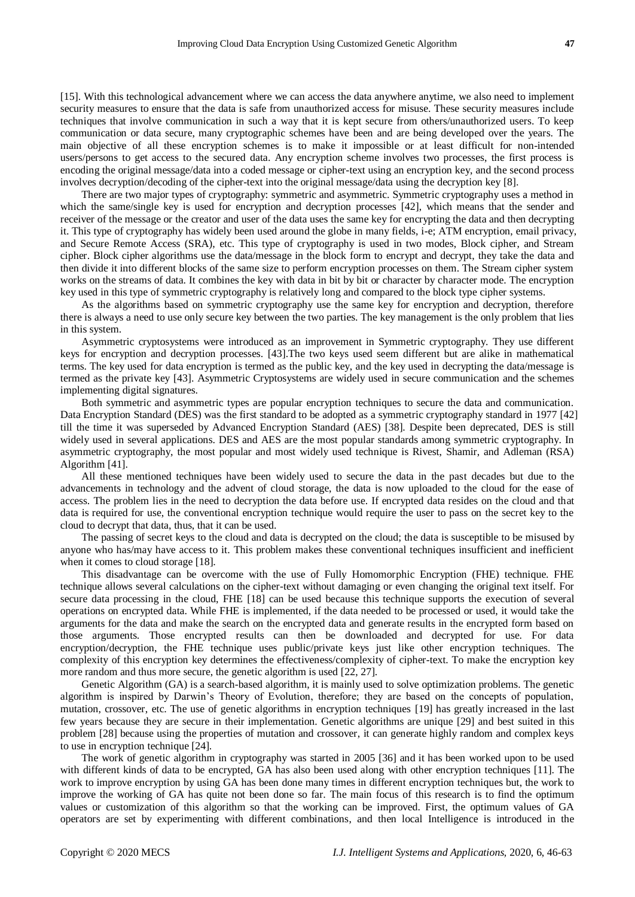[15]. With this technological advancement where we can access the data anywhere anytime, we also need to implement security measures to ensure that the data is safe from unauthorized access for misuse. These security measures include techniques that involve communication in such a way that it is kept secure from others/unauthorized users. To keep communication or data secure, many cryptographic schemes have been and are being developed over the years. The main objective of all these encryption schemes is to make it impossible or at least difficult for non-intended users/persons to get access to the secured data. Any encryption scheme involves two processes, the first process is encoding the original message/data into a coded message or cipher-text using an encryption key, and the second process involves decryption/decoding of the cipher-text into the original message/data using the decryption key [8].

There are two major types of cryptography: symmetric and asymmetric. Symmetric cryptography uses a method in which the same/single key is used for encryption and decryption processes [42], which means that the sender and receiver of the message or the creator and user of the data uses the same key for encrypting the data and then decrypting it. This type of cryptography has widely been used around the globe in many fields, i-e; ATM encryption, email privacy, and Secure Remote Access (SRA), etc. This type of cryptography is used in two modes, Block cipher, and Stream cipher. Block cipher algorithms use the data/message in the block form to encrypt and decrypt, they take the data and then divide it into different blocks of the same size to perform encryption processes on them. The Stream cipher system works on the streams of data. It combines the key with data in bit by bit or character by character mode. The encryption key used in this type of symmetric cryptography is relatively long and compared to the block type cipher systems.

As the algorithms based on symmetric cryptography use the same key for encryption and decryption, therefore there is always a need to use only secure key between the two parties. The key management is the only problem that lies in this system.

Asymmetric cryptosystems were introduced as an improvement in Symmetric cryptography. They use different keys for encryption and decryption processes. [43].The two keys used seem different but are alike in mathematical terms. The key used for data encryption is termed as the public key, and the key used in decrypting the data/message is termed as the private key [43]. Asymmetric Cryptosystems are widely used in secure communication and the schemes implementing digital signatures.

Both symmetric and asymmetric types are popular encryption techniques to secure the data and communication. Data Encryption Standard (DES) was the first standard to be adopted as a symmetric cryptography standard in 1977 [42] till the time it was superseded by Advanced Encryption Standard (AES) [38]. Despite been deprecated, DES is still widely used in several applications. DES and AES are the most popular standards among symmetric cryptography. In asymmetric cryptography, the most popular and most widely used technique is Rivest, Shamir, and Adleman (RSA) Algorithm [41].

All these mentioned techniques have been widely used to secure the data in the past decades but due to the advancements in technology and the advent of cloud storage, the data is now uploaded to the cloud for the ease of access. The problem lies in the need to decryption the data before use. If encrypted data resides on the cloud and that data is required for use, the conventional encryption technique would require the user to pass on the secret key to the cloud to decrypt that data, thus, that it can be used.

The passing of secret keys to the cloud and data is decrypted on the cloud; the data is susceptible to be misused by anyone who has/may have access to it. This problem makes these conventional techniques insufficient and inefficient when it comes to cloud storage [18].

This disadvantage can be overcome with the use of Fully Homomorphic Encryption (FHE) technique. FHE technique allows several calculations on the cipher-text without damaging or even changing the original text itself. For secure data processing in the cloud, FHE [18] can be used because this technique supports the execution of several operations on encrypted data. While FHE is implemented, if the data needed to be processed or used, it would take the arguments for the data and make the search on the encrypted data and generate results in the encrypted form based on those arguments. Those encrypted results can then be downloaded and decrypted for use. For data encryption/decryption, the FHE technique uses public/private keys just like other encryption techniques. The complexity of this encryption key determines the effectiveness/complexity of cipher-text. To make the encryption key more random and thus more secure, the genetic algorithm is used [22, 27].

Genetic Algorithm (GA) is a search-based algorithm, it is mainly used to solve optimization problems. The genetic algorithm is inspired by Darwin's Theory of Evolution, therefore; they are based on the concepts of population, mutation, crossover, etc. The use of genetic algorithms in encryption techniques [19] has greatly increased in the last few years because they are secure in their implementation. Genetic algorithms are unique [29] and best suited in this problem [28] because using the properties of mutation and crossover, it can generate highly random and complex keys to use in encryption technique [24].

The work of genetic algorithm in cryptography was started in 2005 [36] and it has been worked upon to be used with different kinds of data to be encrypted, GA has also been used along with other encryption techniques [11]. The work to improve encryption by using GA has been done many times in different encryption techniques but, the work to improve the working of GA has quite not been done so far. The main focus of this research is to find the optimum values or customization of this algorithm so that the working can be improved. First, the optimum values of GA operators are set by experimenting with different combinations, and then local Intelligence is introduced in the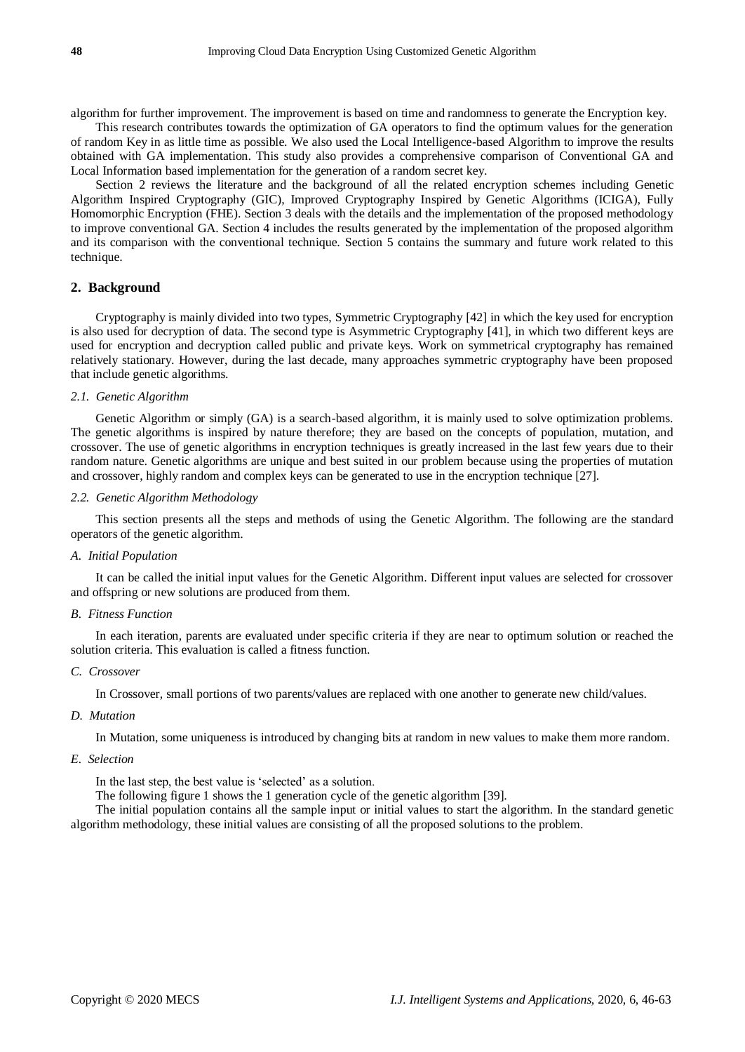algorithm for further improvement. The improvement is based on time and randomness to generate the Encryption key.

This research contributes towards the optimization of GA operators to find the optimum values for the generation of random Key in as little time as possible. We also used the Local Intelligence-based Algorithm to improve the results obtained with GA implementation. This study also provides a comprehensive comparison of Conventional GA and Local Information based implementation for the generation of a random secret key.

Section 2 reviews the literature and the background of all the related encryption schemes including Genetic Algorithm Inspired Cryptography (GIC), Improved Cryptography Inspired by Genetic Algorithms (ICIGA), Fully Homomorphic Encryption (FHE). Section 3 deals with the details and the implementation of the proposed methodology to improve conventional GA. Section 4 includes the results generated by the implementation of the proposed algorithm and its comparison with the conventional technique. Section 5 contains the summary and future work related to this technique.

## 2. Background

Cryptography is mainly divided into two types, Symmetric Cryptography [42] in which the key used for encryption is also used for decryption of data. The second type is Asymmetric Cryptography [41], in which two different keys are used for encryption and decryption called public and private keys. Work on symmetrical cryptography has remained relatively stationary. However, during the last decade, many approaches symmetric cryptography have been proposed that include genetic algorithms.

### *2.1. Genetic Algorithm*

Genetic Algorithm or simply (GA) is a search-based algorithm, it is mainly used to solve optimization problems. The genetic algorithms is inspired by nature therefore; they are based on the concepts of population, mutation, and crossover. The use of genetic algorithms in encryption techniques is greatly increased in the last few years due to their random nature. Genetic algorithms are unique and best suited in our problem because using the properties of mutation and crossover, highly random and complex keys can be generated to use in the encryption technique [27].

### *2.2. Genetic Algorithm Methodology*

This section presents all the steps and methods of using the Genetic Algorithm. The following are the standard operators of the genetic algorithm.

#### *A. Initial Population*

It can be called the initial input values for the Genetic Algorithm. Different input values are selected for crossover and offspring or new solutions are produced from them.

#### *B. Fitness Function*

In each iteration, parents are evaluated under specific criteria if they are near to optimum solution or reached the solution criteria. This evaluation is called a fitness function.

#### *C. Crossover*

In Crossover, small portions of two parents/values are replaced with one another to generate new child/values.

#### *D. Mutation*

In Mutation, some uniqueness is introduced by changing bits at random in new values to make them more random.

#### *E. Selection*

In the last step, the best value is 'selected' as a solution.

The following figure 1 shows the 1 generation cycle of the genetic algorithm [39].

The initial population contains all the sample input or initial values to start the algorithm. In the standard genetic algorithm methodology, these initial values are consisting of all the proposed solutions to the problem.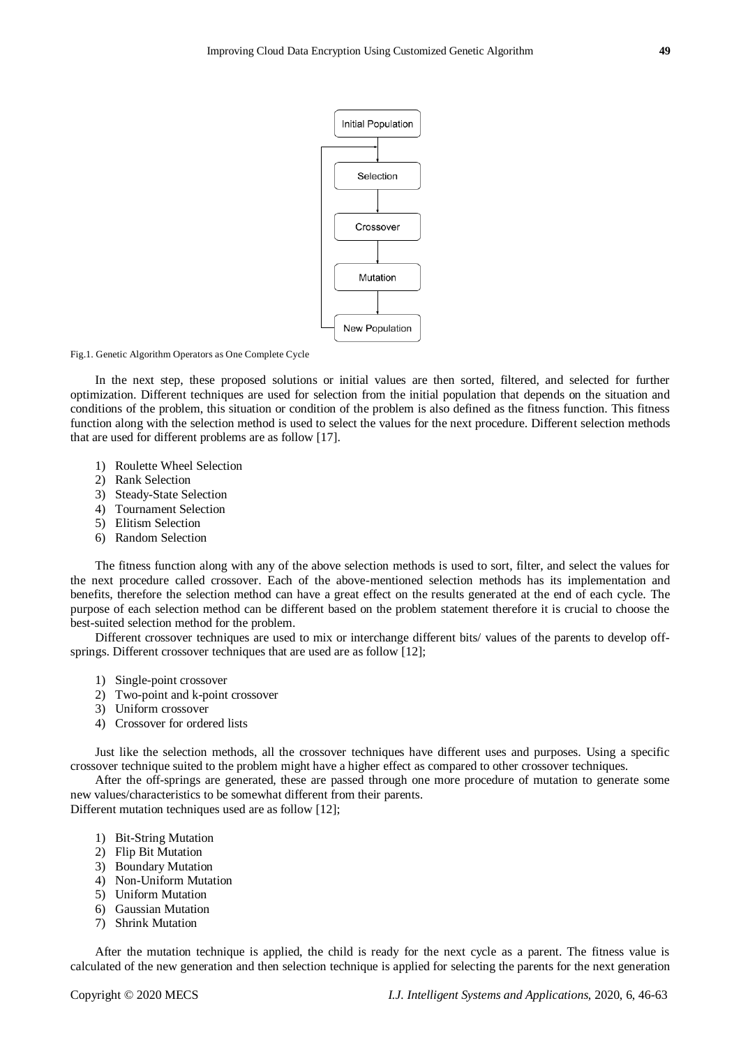Fig.1. Genetic Algorithm Operators as One Complete Cycle

In the next step, these proposed solutions or initial values are then sorted, filtered, and selected for further optimization. Different techniques are used for selection from the initial population that depends on the situation and conditions of the problem, this situation or condition of the problem is also defined as the fitness function. This fitness function along with the selection method is used to select the values for the next procedure. Different selection methods that are used for different problems are as follow [17].

1) Roulette Wheel Selection
2) Rank Selection
3) Steady-State Selection
4) Tournament Selection
5) Elitism Selection
6) Random Selection

The fitness function along with any of the above selection methods is used to sort, filter, and select the values for the next procedure called crossover. Each of the above-mentioned selection methods has its implementation and benefits, therefore the selection method can have a great effect on the results generated at the end of each cycle. The purpose of each selection method can be different based on the problem statement therefore it is crucial to choose the best-suited selection method for the problem.

Different crossover techniques are used to mix or interchange different bits/ values of the parents to develop off-springs. Different crossover techniques that are used are as follow [12];

1) Single-point crossover
2) Two-point and k-point crossover
3) Uniform crossover
4) Crossover for ordered lists

Just like the selection methods, all the crossover techniques have different uses and purposes. Using a specific crossover technique suited to the problem might have a higher effect as compared to other crossover techniques.

After the off-springs are generated, these are passed through one more procedure of mutation to generate some new values/characteristics to be somewhat different from their parents.
Different mutation techniques used are as follow [12];

1) Bit-String Mutation
2) Flip Bit Mutation
3) Boundary Mutation
4) Non-Uniform Mutation
5) Uniform Mutation
6) Gaussian Mutation
7) Shrink Mutation

After the mutation technique is applied, the child is ready for the next cycle as a parent. The fitness value is calculated of the new generation and then selection technique is applied for selecting the parents for the next generation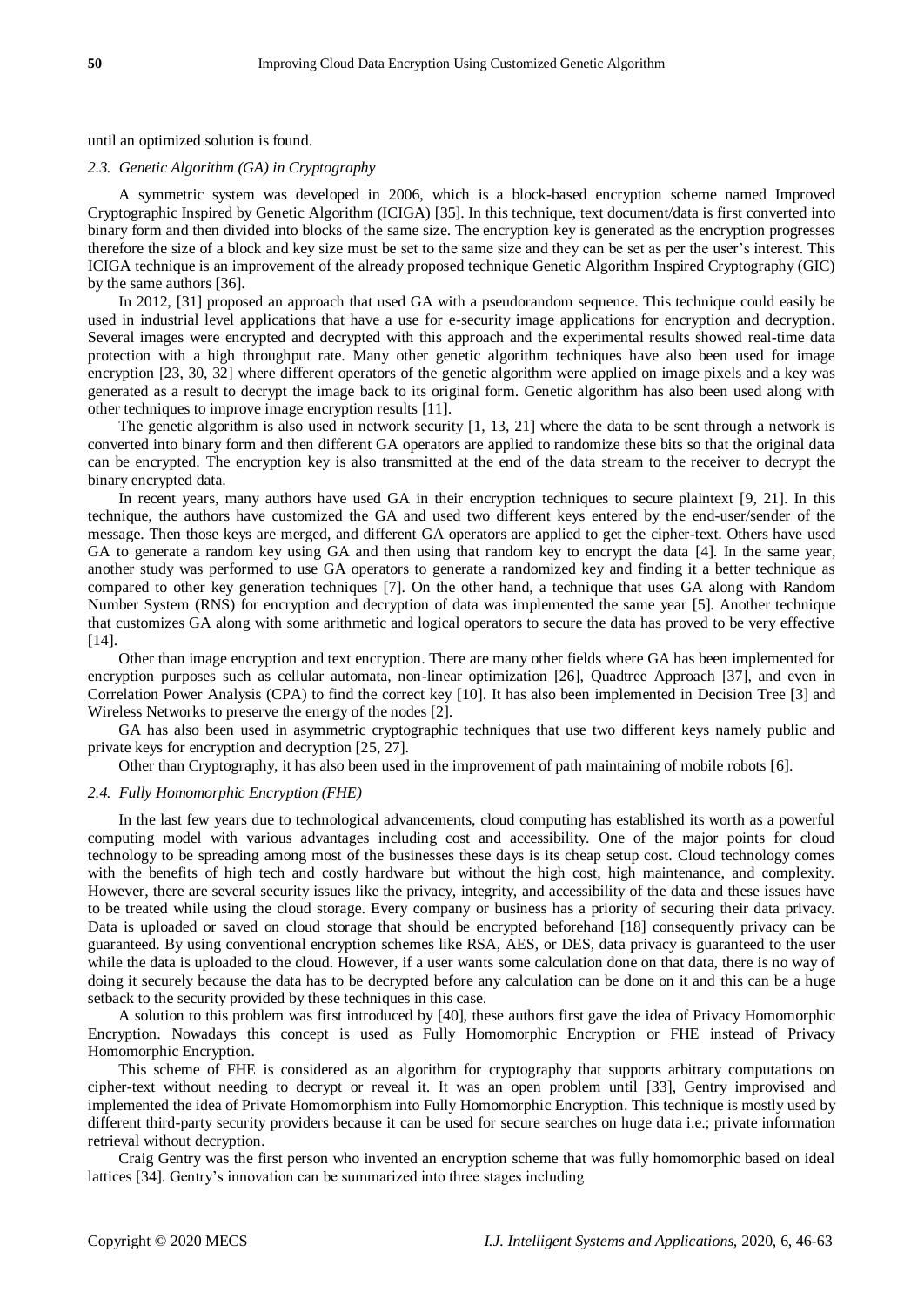until an optimized solution is found.

### *2.3. Genetic Algorithm (GA) in Cryptography*

A symmetric system was developed in 2006, which is a block-based encryption scheme named Improved Cryptographic Inspired by Genetic Algorithm (ICIGA) [35]. In this technique, text document/data is first converted into binary form and then divided into blocks of the same size. The encryption key is generated as the encryption progresses therefore the size of a block and key size must be set to the same size and they can be set as per the user's interest. This ICIGA technique is an improvement of the already proposed technique Genetic Algorithm Inspired Cryptography (GIC) by the same authors [36].

In 2012, [31] proposed an approach that used GA with a pseudorandom sequence. This technique could easily be used in industrial level applications that have a use for e-security image applications for encryption and decryption. Several images were encrypted and decrypted with this approach and the experimental results showed real-time data protection with a high throughput rate. Many other genetic algorithm techniques have also been used for image encryption [23, 30, 32] where different operators of the genetic algorithm were applied on image pixels and a key was generated as a result to decrypt the image back to its original form. Genetic algorithm has also been used along with other techniques to improve image encryption results [11].

The genetic algorithm is also used in network security [1, 13, 21] where the data to be sent through a network is converted into binary form and then different GA operators are applied to randomize these bits so that the original data can be encrypted. The encryption key is also transmitted at the end of the data stream to the receiver to decrypt the binary encrypted data.

In recent years, many authors have used GA in their encryption techniques to secure plaintext [9, 21]. In this technique, the authors have customized the GA and used two different keys entered by the end-user/sender of the message. Then those keys are merged, and different GA operators are applied to get the cipher-text. Others have used GA to generate a random key using GA and then using that random key to encrypt the data [4]. In the same year, another study was performed to use GA operators to generate a randomized key and finding it a better technique as compared to other key generation techniques [7]. On the other hand, a technique that uses GA along with Random Number System (RNS) for encryption and decryption of data was implemented the same year [5]. Another technique that customizes GA along with some arithmetic and logical operators to secure the data has proved to be very effective [14].

Other than image encryption and text encryption. There are many other fields where GA has been implemented for encryption purposes such as cellular automata, non-linear optimization [26], Quadtree Approach [37], and even in Correlation Power Analysis (CPA) to find the correct key [10]. It has also been implemented in Decision Tree [3] and Wireless Networks to preserve the energy of the nodes [2].

GA has also been used in asymmetric cryptographic techniques that use two different keys namely public and private keys for encryption and decryption [25, 27].

Other than Cryptography, it has also been used in the improvement of path maintaining of mobile robots [6].

### *2.4. Fully Homomorphic Encryption (FHE)*

In the last few years due to technological advancements, cloud computing has established its worth as a powerful computing model with various advantages including cost and accessibility. One of the major points for cloud technology to be spreading among most of the businesses these days is its cheap setup cost. Cloud technology comes with the benefits of high tech and costly hardware but without the high cost, high maintenance, and complexity. However, there are several security issues like the privacy, integrity, and accessibility of the data and these issues have to be treated while using the cloud storage. Every company or business has a priority of securing their data privacy. Data is uploaded or saved on cloud storage that should be encrypted beforehand [18] consequently privacy can be guaranteed. By using conventional encryption schemes like RSA, AES, or DES, data privacy is guaranteed to the user while the data is uploaded to the cloud. However, if a user wants some calculation done on that data, there is no way of doing it securely because the data has to be decrypted before any calculation can be done on it and this can be a huge setback to the security provided by these techniques in this case.

A solution to this problem was first introduced by [40], these authors first gave the idea of Privacy Homomorphic Encryption. Nowadays this concept is used as Fully Homomorphic Encryption or FHE instead of Privacy Homomorphic Encryption.

This scheme of FHE is considered as an algorithm for cryptography that supports arbitrary computations on cipher-text without needing to decrypt or reveal it. It was an open problem until [33], Gentry improvised and implemented the idea of Private Homomorphism into Fully Homomorphic Encryption. This technique is mostly used by different third-party security providers because it can be used for secure searches on huge data i.e.; private information retrieval without decryption.

Craig Gentry was the first person who invented an encryption scheme that was fully homomorphic based on ideal lattices [34]. Gentry's innovation can be summarized into three stages including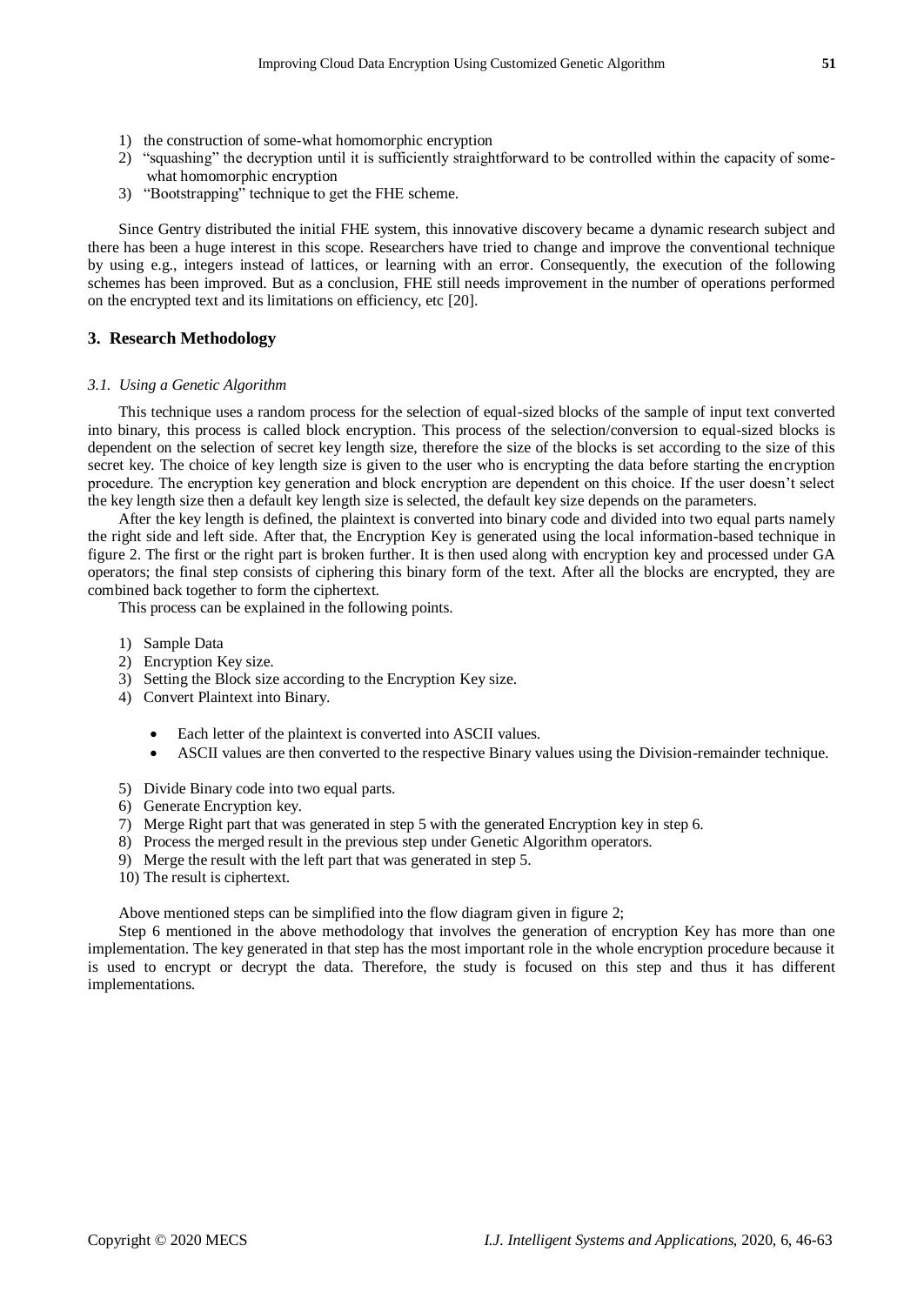1) the construction of some-what homomorphic encryption
2) "squashing" the decryption until it is sufficiently straightforward to be controlled within the capacity of some-what homomorphic encryption
3) "Bootstrapping" technique to get the FHE scheme.

Since Gentry distributed the initial FHE system, this innovative discovery became a dynamic research subject and there has been a huge interest in this scope. Researchers have tried to change and improve the conventional technique by using e.g., integers instead of lattices, or learning with an error. Consequently, the execution of the following schemes has been improved. But as a conclusion, FHE still needs improvement in the number of operations performed on the encrypted text and its limitations on efficiency, etc [20].

## 3. Research Methodology

### *3.1. Using a Genetic Algorithm*

This technique uses a random process for the selection of equal-sized blocks of the sample of input text converted into binary, this process is called block encryption. This process of the selection/conversion to equal-sized blocks is dependent on the selection of secret key length size, therefore the size of the blocks is set according to the size of this secret key. The choice of key length size is given to the user who is encrypting the data before starting the encryption procedure. The encryption key generation and block encryption are dependent on this choice. If the user doesn't select the key length size then a default key length size is selected, the default key size depends on the parameters.

After the key length is defined, the plaintext is converted into binary code and divided into two equal parts namely the right side and left side. After that, the Encryption Key is generated using the local information-based technique in figure 2. The first or the right part is broken further. It is then used along with encryption key and processed under GA operators; the final step consists of ciphering this binary form of the text. After all the blocks are encrypted, they are combined back together to form the ciphertext.

This process can be explained in the following points.

1) Sample Data
2) Encryption Key size.
3) Setting the Block size according to the Encryption Key size.
4) Convert Plaintext into Binary.
   - Each letter of the plaintext is converted into ASCII values.
   - ASCII values are then converted to the respective Binary values using the Division-remainder technique.
5) Divide Binary code into two equal parts.
6) Generate Encryption key.
7) Merge Right part that was generated in step 5 with the generated Encryption key in step 6.
8) Process the merged result in the previous step under Genetic Algorithm operators.
9) Merge the result with the left part that was generated in step 5.
10) The result is ciphertext.

Above mentioned steps can be simplified into the flow diagram given in figure 2;

Step 6 mentioned in the above methodology that involves the generation of encryption Key has more than one implementation. The key generated in that step has the most important role in the whole encryption procedure because it is used to encrypt or decrypt the data. Therefore, the study is focused on this step and thus it has different implementations.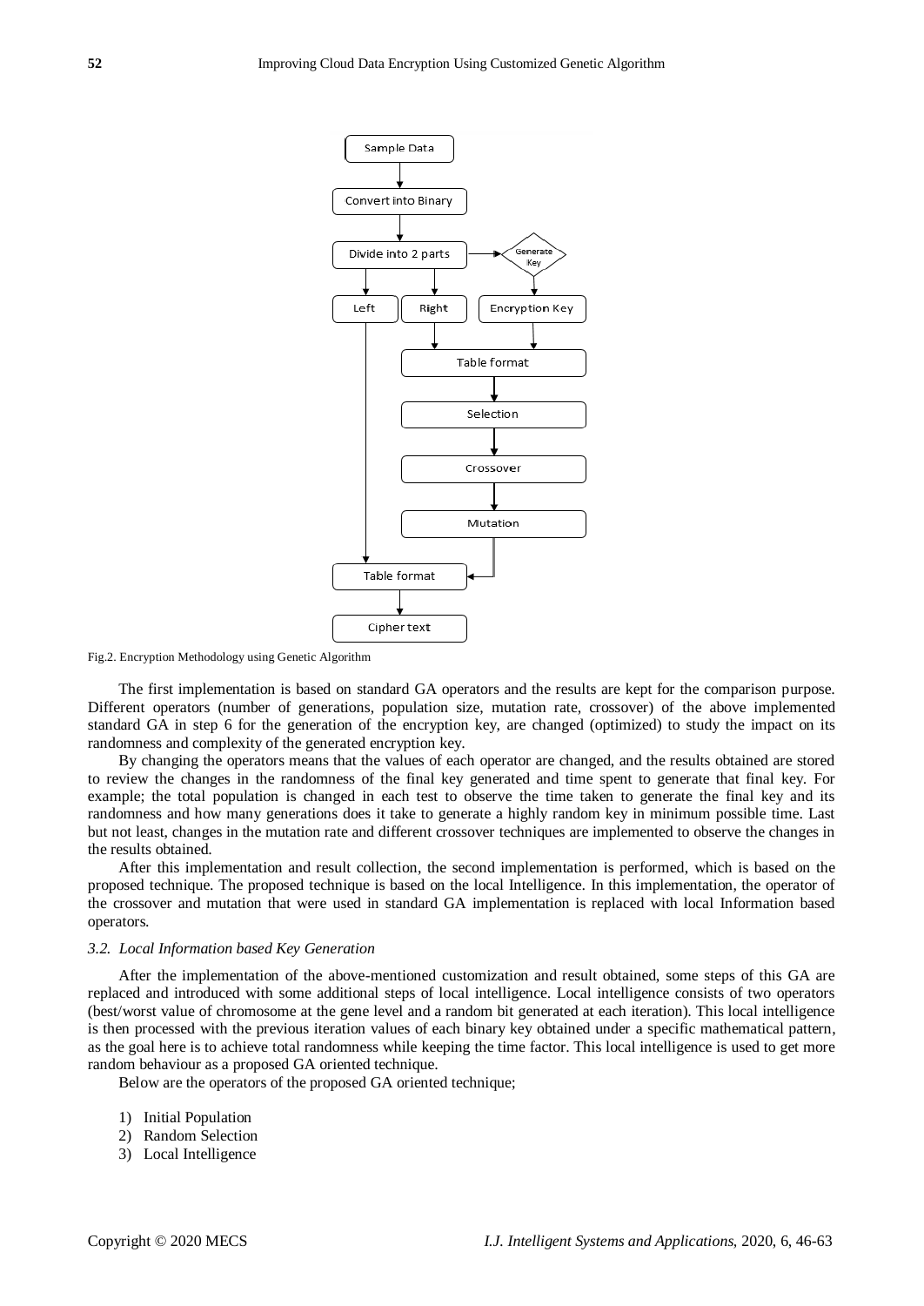Fig.2. Encryption Methodology using Genetic Algorithm

The first implementation is based on standard GA operators and the results are kept for the comparison purpose. Different operators (number of generations, population size, mutation rate, crossover) of the above implemented standard GA in step 6 for the generation of the encryption key, are changed (optimized) to study the impact on its randomness and complexity of the generated encryption key.

By changing the operators means that the values of each operator are changed, and the results obtained are stored to review the changes in the randomness of the final key generated and time spent to generate that final key. For example; the total population is changed in each test to observe the time taken to generate the final key and its randomness and how many generations does it take to generate a highly random key in minimum possible time. Last but not least, changes in the mutation rate and different crossover techniques are implemented to observe the changes in the results obtained.

After this implementation and result collection, the second implementation is performed, which is based on the proposed technique. The proposed technique is based on the local Intelligence. In this implementation, the operator of the crossover and mutation that were used in standard GA implementation is replaced with local Information based operators.

### *3.2. Local Information based Key Generation*

After the implementation of the above-mentioned customization and result obtained, some steps of this GA are replaced and introduced with some additional steps of local intelligence. Local intelligence consists of two operators (best/worst value of chromosome at the gene level and a random bit generated at each iteration). This local intelligence is then processed with the previous iteration values of each binary key obtained under a specific mathematical pattern, as the goal here is to achieve total randomness while keeping the time factor. This local intelligence is used to get more random behaviour as a proposed GA oriented technique.

Below are the operators of the proposed GA oriented technique;

1) Initial Population
2) Random Selection
3) Local Intelligence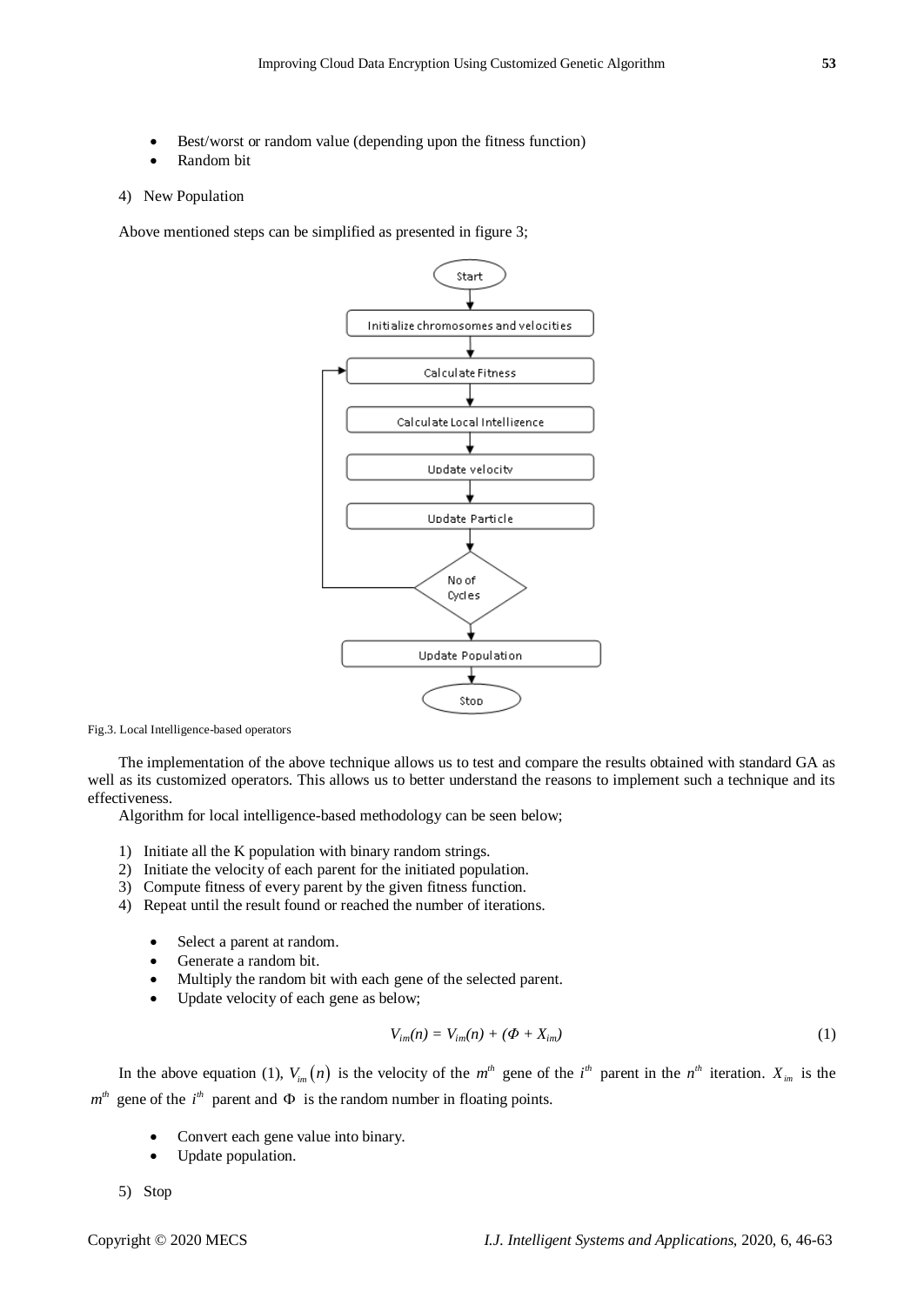- Best/worst or random value (depending upon the fitness function)
- Random bit

4) New Population

Above mentioned steps can be simplified as presented in figure 3;

Fig.3. Local Intelligence-based operators

The implementation of the above technique allows us to test and compare the results obtained with standard GA as well as its customized operators. This allows us to better understand the reasons to implement such a technique and its effectiveness.

Algorithm for local intelligence-based methodology can be seen below;

1) Initiate all the K population with binary random strings.
2) Initiate the velocity of each parent for the initiated population.
3) Compute fitness of every parent by the given fitness function.
4) Repeat until the result found or reached the number of iterations.

   - Select a parent at random.
   - Generate a random bit.
   - Multiply the random bit with each gene of the selected parent.
   - Update velocity of each gene as below;

$$V_{im}(n) = V_{im}(n) + (\Phi + X_{im}) \tag{1}$$

In the above equation (1), $V_{im}(n)$ is the velocity of the $m^{th}$ gene of the $i^{th}$ parent in the $n^{th}$ iteration. $X_{im}$ is the $m^{th}$ gene of the $i^{th}$ parent and $\Phi$ is the random number in floating points.

   - Convert each gene value into binary.
   - Update population.

5) Stop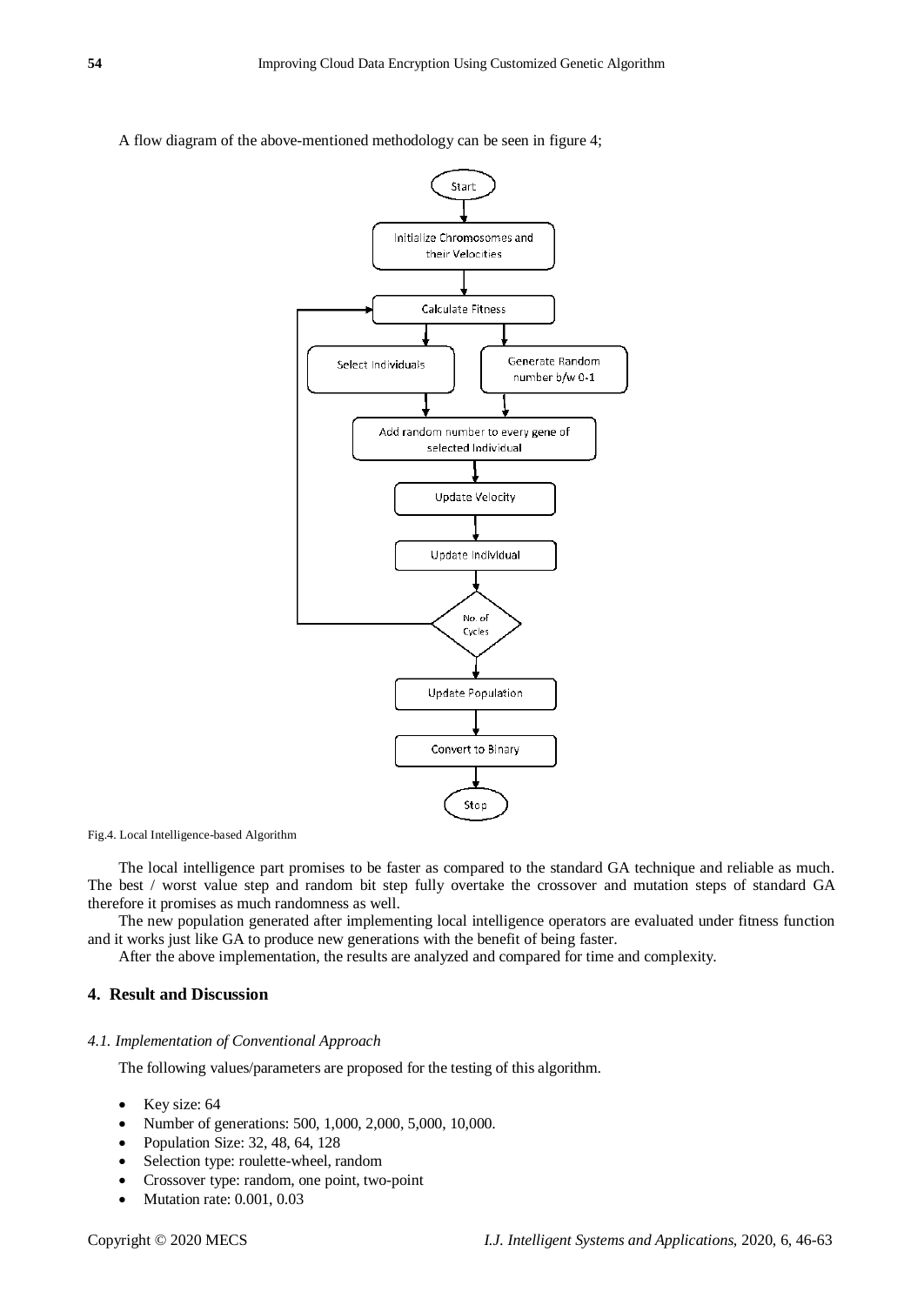A flow diagram of the above-mentioned methodology can be seen in figure 4;

Fig.4. Local Intelligence-based Algorithm

The local intelligence part promises to be faster as compared to the standard GA technique and reliable as much. The best / worst value step and random bit step fully overtake the crossover and mutation steps of standard GA therefore it promises as much randomness as well.

The new population generated after implementing local intelligence operators are evaluated under fitness function and it works just like GA to produce new generations with the benefit of being faster.

After the above implementation, the results are analyzed and compared for time and complexity.

## 4. Result and Discussion

### *4.1. Implementation of Conventional Approach*

The following values/parameters are proposed for the testing of this algorithm.

- Key size: 64
- Number of generations: 500, 1,000, 2,000, 5,000, 10,000.
- Population Size: 32, 48, 64, 128
- Selection type: roulette-wheel, random
- Crossover type: random, one point, two-point
- Mutation rate: 0.001, 0.03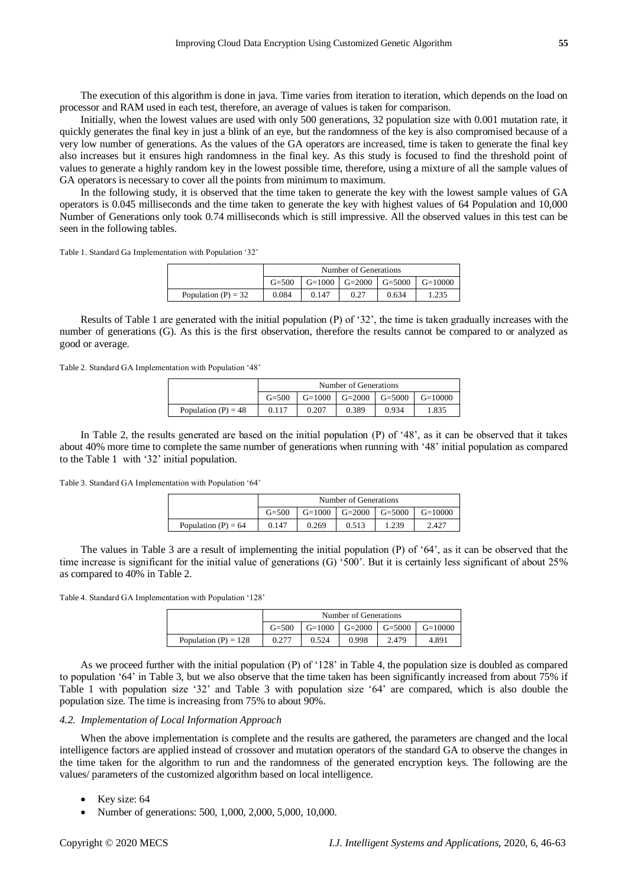The execution of this algorithm is done in java. Time varies from iteration to iteration, which depends on the load on processor and RAM used in each test, therefore, an average of values is taken for comparison.

Initially, when the lowest values are used with only 500 generations, 32 population size with 0.001 mutation rate, it quickly generates the final key in just a blink of an eye, but the randomness of the key is also compromised because of a very low number of generations. As the values of the GA operators are increased, time is taken to generate the final key also increases but it ensures high randomness in the final key. As this study is focused to find the threshold point of values to generate a highly random key in the lowest possible time, therefore, using a mixture of all the sample values of GA operators is necessary to cover all the points from minimum to maximum.

In the following study, it is observed that the time taken to generate the key with the lowest sample values of GA operators is 0.045 milliseconds and the time taken to generate the key with highest values of 64 Population and 10,000 Number of Generations only took 0.74 milliseconds which is still impressive. All the observed values in this test can be seen in the following tables.

Table 1. Standard Ga Implementation with Population '32'

| | Number of Generations | | | | |
|---|---|---|---|---|---|
| | G=500 | G=1000 | G=2000 | G=5000 | G=10000 |
| Population (P) = 32 | 0.084 | 0.147 | 0.27 | 0.634 | 1.235 |

Results of Table 1 are generated with the initial population (P) of '32', the time is taken gradually increases with the number of generations (G). As this is the first observation, therefore the results cannot be compared to or analyzed as good or average.

Table 2. Standard GA Implementation with Population '48'

| | Number of Generations | | | | |
|---|---|---|---|---|---|
| | G=500 | G=1000 | G=2000 | G=5000 | G=10000 |
| Population (P) = 48 | 0.117 | 0.207 | 0.389 | 0.934 | 1.835 |

In Table 2, the results generated are based on the initial population (P) of '48', as it can be observed that it takes about 40% more time to complete the same number of generations when running with '48' initial population as compared to the Table 1 with '32' initial population.

Table 3. Standard GA Implementation with Population '64'

| | Number of Generations | | | | |
|---|---|---|---|---|---|
| | G=500 | G=1000 | G=2000 | G=5000 | G=10000 |
| Population (P) = 64 | 0.147 | 0.269 | 0.513 | 1.239 | 2.427 |

The values in Table 3 are a result of implementing the initial population (P) of '64', as it can be observed that the time increase is significant for the initial value of generations (G) '500'. But it is certainly less significant of about 25% as compared to 40% in Table 2.

Table 4. Standard GA Implementation with Population '128'

| | Number of Generations | | | | |
|---|---|---|---|---|---|
| | G=500 | G=1000 | G=2000 | G=5000 | G=10000 |
| Population (P) = 128 | 0.277 | 0.524 | 0.998 | 2.479 | 4.891 |

As we proceed further with the initial population (P) of '128' in Table 4, the population size is doubled as compared to population '64' in Table 3, but we also observe that the time taken has been significantly increased from about 75% if Table 1 with population size '32' and Table 3 with population size '64' are compared, which is also double the population size. The time is increasing from 75% to about 90%.

### *4.2. Implementation of Local Information Approach*

When the above implementation is complete and the results are gathered, the parameters are changed and the local intelligence factors are applied instead of crossover and mutation operators of the standard GA to observe the changes in the time taken for the algorithm to run and the randomness of the generated encryption keys. The following are the values/ parameters of the customized algorithm based on local intelligence.

- Key size: 64
- Number of generations: 500, 1,000, 2,000, 5,000, 10,000.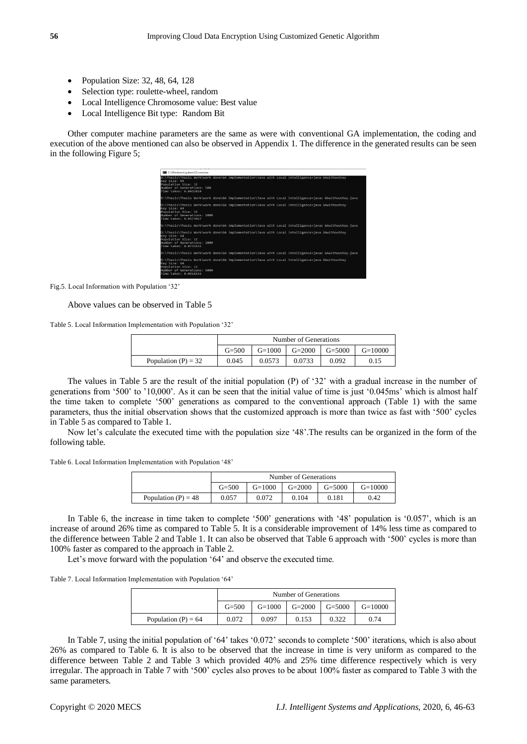- Population Size: 32, 48, 64, 128
- Selection type: roulette-wheel, random
- Local Intelligence Chromosome value: Best value
- Local Intelligence Bit type: Random Bit

Other computer machine parameters are the same as were with conventional GA implementation, the coding and execution of the above mentioned can also be observed in Appendix 1. The difference in the generated results can be seen in the following Figure 5;

Fig.5. Local Information with Population '32'

Above values can be observed in Table 5

Table 5. Local Information Implementation with Population '32'

| | Number of Generations | | | | |
|---|---|---|---|---|---|
| | G=500 | G=1000 | G=2000 | G=5000 | G=10000 |
| Population (P) = 32 | 0.045 | 0.0573 | 0.0733 | 0.092 | 0.15 |

The values in Table 5 are the result of the initial population (P) of '32' with a gradual increase in the number of generations from '500' to '10,000'. As it can be seen that the initial value of time is just '0.045ms' which is almost half the time taken to complete '500' generations as compared to the conventional approach (Table 1) with the same parameters, thus the initial observation shows that the customized approach is more than twice as fast with '500' cycles in Table 5 as compared to Table 1.

Now let's calculate the executed time with the population size '48'.The results can be organized in the form of the following table.

Table 6. Local Information Implementation with Population '48'

| | Number of Generations | | | | |
|---|---|---|---|---|---|
| | G=500 | G=1000 | G=2000 | G=5000 | G=10000 |
| Population (P) = 48 | 0.057 | 0.072 | 0.104 | 0.181 | 0.42 |

In Table 6, the increase in time taken to complete '500' generations with '48' population is '0.057', which is an increase of around 26% time as compared to Table 5. It is a considerable improvement of 14% less time as compared to the difference between Table 2 and Table 1. It can also be observed that Table 6 approach with '500' cycles is more than 100% faster as compared to the approach in Table 2.

Let's move forward with the population '64' and observe the executed time.

Table 7. Local Information Implementation with Population '64'

| | Number of Generations | | | | |
|---|---|---|---|---|---|
| | G=500 | G=1000 | G=2000 | G=5000 | G=10000 |
| Population (P) = 64 | 0.072 | 0.097 | 0.153 | 0.322 | 0.74 |

In Table 7, using the initial population of '64' takes '0.072' seconds to complete '500' iterations, which is also about 26% as compared to Table 6. It is also to be observed that the increase in time is very uniform as compared to the difference between Table 2 and Table 3 which provided 40% and 25% time difference respectively which is very irregular. The approach in Table 7 with '500' cycles also proves to be about 100% faster as compared to Table 3 with the same parameters.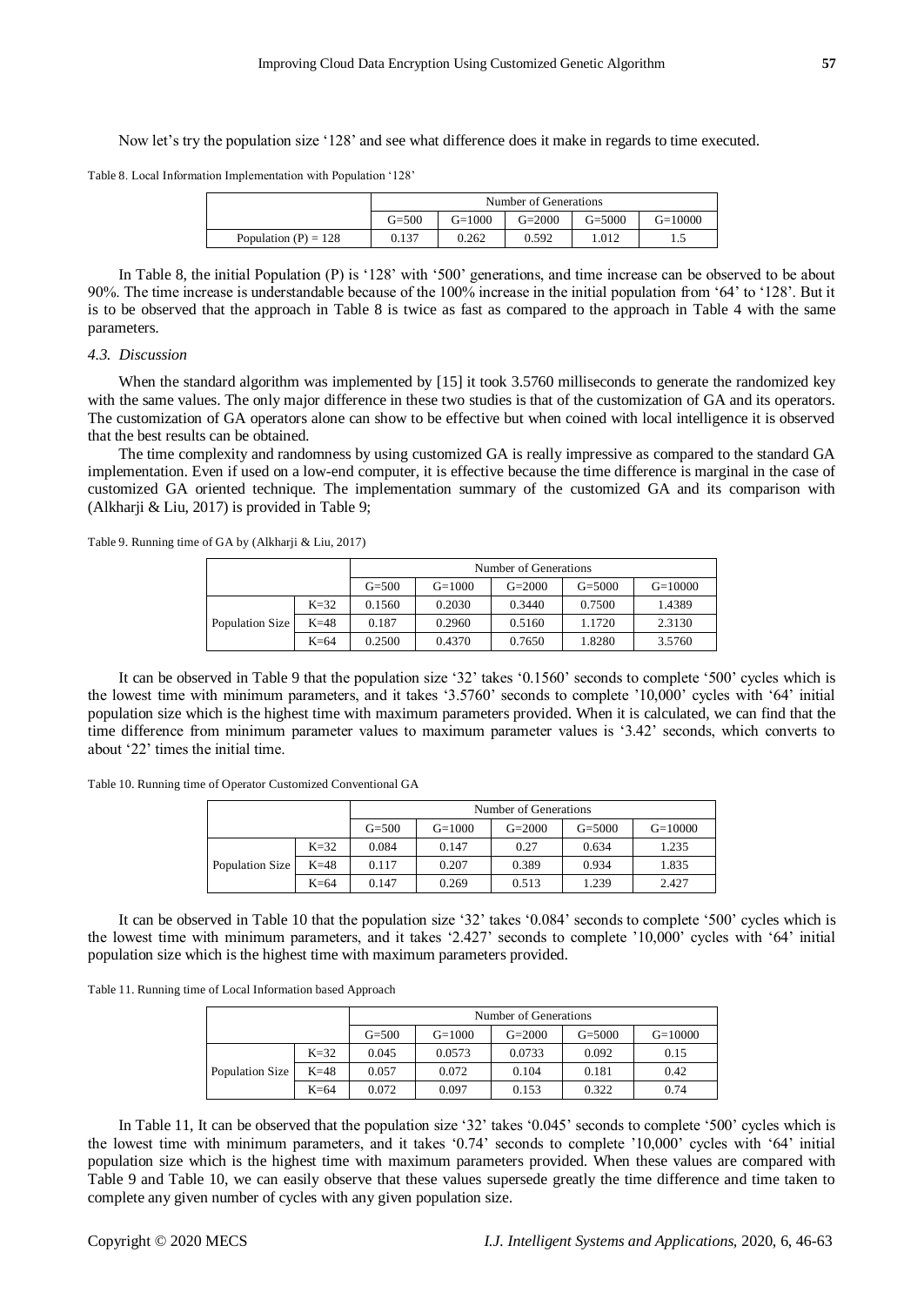Now let's try the population size '128' and see what difference does it make in regards to time executed.

Table 8. Local Information Implementation with Population '128'

| | Number of Generations | | | | |
|---|---|---|---|---|---|
| | G=500 | G=1000 | G=2000 | G=5000 | G=10000 |
| Population (P) = 128 | 0.137 | 0.262 | 0.592 | 1.012 | 1.5 |

In Table 8, the initial Population (P) is '128' with '500' generations, and time increase can be observed to be about 90%. The time increase is understandable because of the 100% increase in the initial population from '64' to '128'. But it is to be observed that the approach in Table 8 is twice as fast as compared to the approach in Table 4 with the same parameters.

### 4.3. Discussion

When the standard algorithm was implemented by [15] it took 3.5760 milliseconds to generate the randomized key with the same values. The only major difference in these two studies is that of the customization of GA and its operators. The customization of GA operators alone can show to be effective but when coined with local intelligence it is observed that the best results can be obtained.

The time complexity and randomness by using customized GA is really impressive as compared to the standard GA implementation. Even if used on a low-end computer, it is effective because the time difference is marginal in the case of customized GA oriented technique. The implementation summary of the customized GA and its comparison with (Alkharji & Liu, 2017) is provided in Table 9;

Table 9. Running time of GA by (Alkharji & Liu, 2017)

| | | Number of Generations | | | | |
|---|---|---|---|---|---|---|
| | | G=500 | G=1000 | G=2000 | G=5000 | G=10000 |
| Population Size | K=32 | 0.1560 | 0.2030 | 0.3440 | 0.7500 | 1.4389 |
| | K=48 | 0.187 | 0.2960 | 0.5160 | 1.1720 | 2.3130 |
| | K=64 | 0.2500 | 0.4370 | 0.7650 | 1.8280 | 3.5760 |

It can be observed in Table 9 that the population size '32' takes '0.1560' seconds to complete '500' cycles which is the lowest time with minimum parameters, and it takes '3.5760' seconds to complete '10,000' cycles with '64' initial population size which is the highest time with maximum parameters provided. When it is calculated, we can find that the time difference from minimum parameter values to maximum parameter values is '3.42' seconds, which converts to about '22' times the initial time.

Table 10. Running time of Operator Customized Conventional GA

| | | Number of Generations | | | | |
|---|---|---|---|---|---|---|
| | | G=500 | G=1000 | G=2000 | G=5000 | G=10000 |
| Population Size | K=32 | 0.084 | 0.147 | 0.27 | 0.634 | 1.235 |
| | K=48 | 0.117 | 0.207 | 0.389 | 0.934 | 1.835 |
| | K=64 | 0.147 | 0.269 | 0.513 | 1.239 | 2.427 |

It can be observed in Table 10 that the population size '32' takes '0.084' seconds to complete '500' cycles which is the lowest time with minimum parameters, and it takes '2.427' seconds to complete '10,000' cycles with '64' initial population size which is the highest time with maximum parameters provided.

Table 11. Running time of Local Information based Approach

| | | Number of Generations | | | | |
|---|---|---|---|---|---|---|
| | | G=500 | G=1000 | G=2000 | G=5000 | G=10000 |
| Population Size | K=32 | 0.045 | 0.0573 | 0.0733 | 0.092 | 0.15 |
| | K=48 | 0.057 | 0.072 | 0.104 | 0.181 | 0.42 |
| | K=64 | 0.072 | 0.097 | 0.153 | 0.322 | 0.74 |

In Table 11, It can be observed that the population size '32' takes '0.045' seconds to complete '500' cycles which is the lowest time with minimum parameters, and it takes '0.74' seconds to complete '10,000' cycles with '64' initial population size which is the highest time with maximum parameters provided. When these values are compared with Table 9 and Table 10, we can easily observe that these values supersede greatly the time difference and time taken to complete any given number of cycles with any given population size.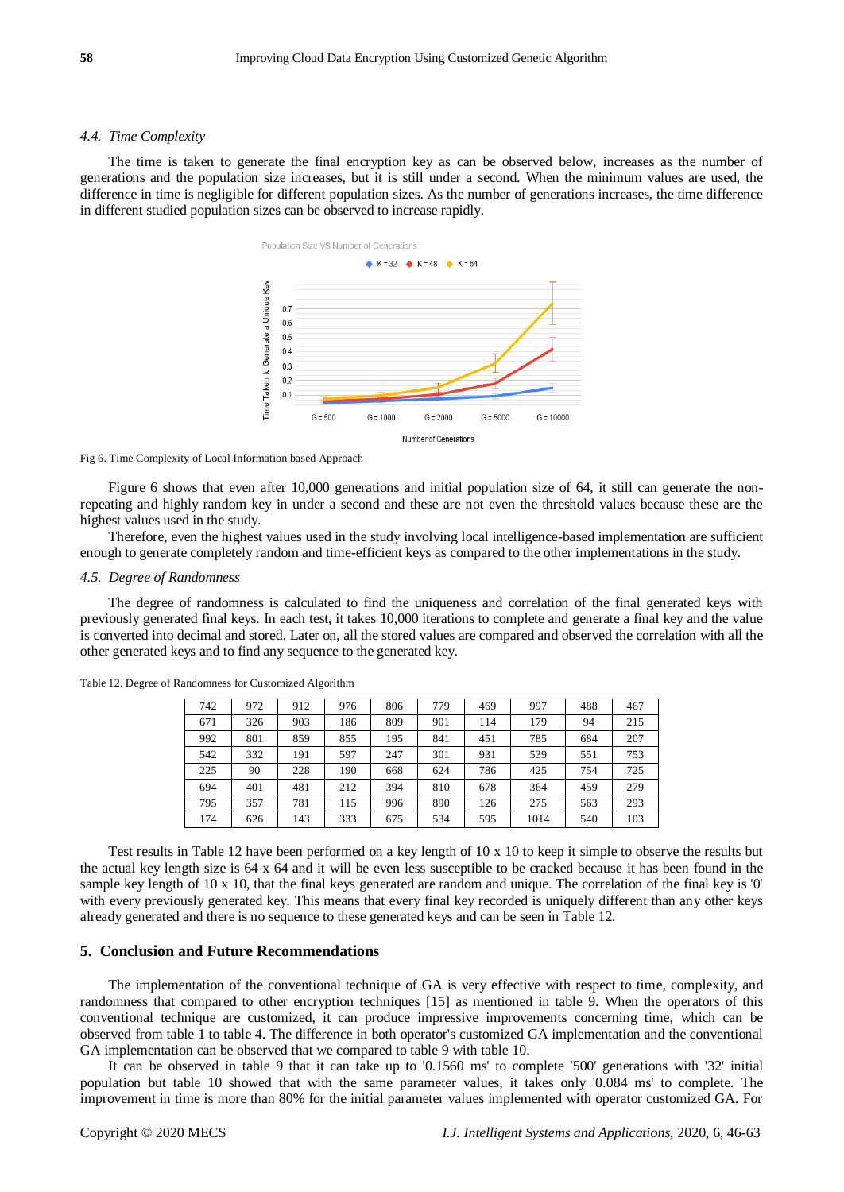### 4.4. Time Complexity

The time is taken to generate the final encryption key as can be observed below, increases as the number of generations and the population size increases, but it is still under a second. When the minimum values are used, the difference in time is negligible for different population sizes. As the number of generations increases, the time difference in different studied population sizes can be observed to increase rapidly.

Fig 6. Time Complexity of Local Information based Approach

Figure 6 shows that even after 10,000 generations and initial population size of 64, it still can generate the non-repeating and highly random key in under a second and these are not even the threshold values because these are the highest values used in the study.

Therefore, even the highest values used in the study involving local intelligence-based implementation are sufficient enough to generate completely random and time-efficient keys as compared to the other implementations in the study.

### 4.5. Degree of Randomness

The degree of randomness is calculated to find the uniqueness and correlation of the final generated keys with previously generated final keys. In each test, it takes 10,000 iterations to complete and generate a final key and the value is converted into decimal and stored. Later on, all the stored values are compared and observed the correlation with all the other generated keys and to find any sequence to the generated key.

Table 12. Degree of Randomness for Customized Algorithm

| 742 | 972 | 912 | 976 | 806 | 779 | 469 | 997 | 488 | 467 |
|---|---|---|---|---|---|---|---|---|---|
| 671 | 326 | 903 | 186 | 809 | 901 | 114 | 179 | 94 | 215 |
| 992 | 801 | 859 | 855 | 195 | 841 | 451 | 785 | 684 | 207 |
| 542 | 332 | 191 | 597 | 247 | 301 | 931 | 539 | 551 | 753 |
| 225 | 90 | 228 | 190 | 668 | 624 | 786 | 425 | 754 | 725 |
| 694 | 401 | 481 | 212 | 394 | 810 | 678 | 364 | 459 | 279 |
| 795 | 357 | 781 | 115 | 996 | 890 | 126 | 275 | 563 | 293 |
| 174 | 626 | 143 | 333 | 675 | 534 | 595 | 1014 | 540 | 103 |

Test results in Table 12 have been performed on a key length of 10 x 10 to keep it simple to observe the results but the actual key length size is 64 x 64 and it will be even less susceptible to be cracked because it has been found in the sample key length of 10 x 10, that the final keys generated are random and unique. The correlation of the final key is '0' with every previously generated key. This means that every final key recorded is uniquely different than any other keys already generated and there is no sequence to these generated keys and can be seen in Table 12.

## 5. Conclusion and Future Recommendations

The implementation of the conventional technique of GA is very effective with respect to time, complexity, and randomness that compared to other encryption techniques [15] as mentioned in table 9. When the operators of this conventional technique are customized, it can produce impressive improvements concerning time, which can be observed from table 1 to table 4. The difference in both operator's customized GA implementation and the conventional GA implementation can be observed that we compared to table 9 with table 10.

It can be observed in table 9 that it can take up to '0.1560 ms' to complete '500' generations with '32' initial population but table 10 showed that with the same parameter values, it takes only '0.084 ms' to complete. The improvement in time is more than 80% for the initial parameter values implemented with operator customized GA. For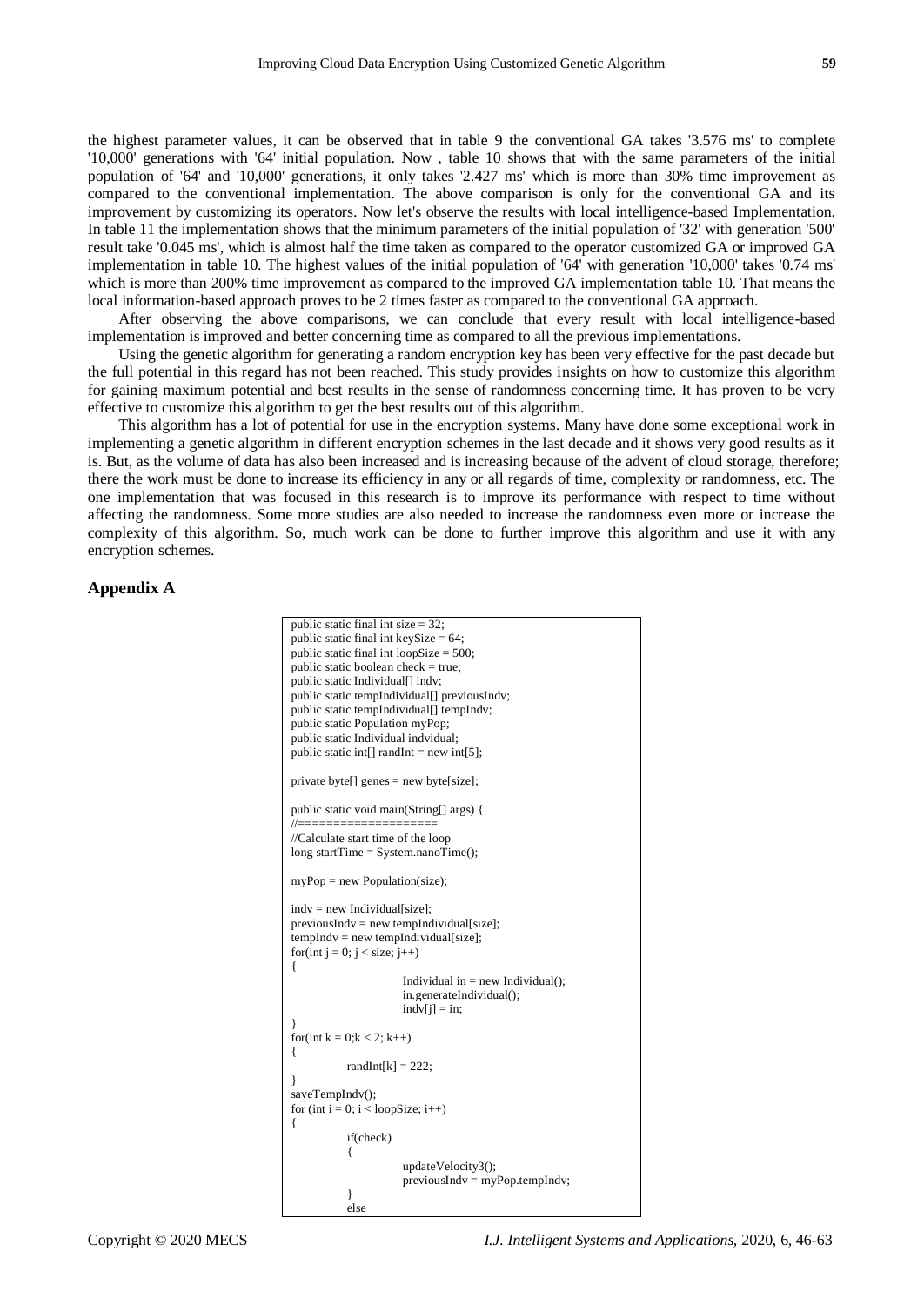the highest parameter values, it can be observed that in table 9 the conventional GA takes '3.576 ms' to complete '10,000' generations with '64' initial population. Now , table 10 shows that with the same parameters of the initial population of '64' and '10,000' generations, it only takes '2.427 ms' which is more than 30% time improvement as compared to the conventional implementation. The above comparison is only for the conventional GA and its improvement by customizing its operators. Now let's observe the results with local intelligence-based Implementation. In table 11 the implementation shows that the minimum parameters of the initial population of '32' with generation '500' result take '0.045 ms', which is almost half the time taken as compared to the operator customized GA or improved GA implementation in table 10. The highest values of the initial population of '64' with generation '10,000' takes '0.74 ms' which is more than 200% time improvement as compared to the improved GA implementation table 10. That means the local information-based approach proves to be 2 times faster as compared to the conventional GA approach.

After observing the above comparisons, we can conclude that every result with local intelligence-based implementation is improved and better concerning time as compared to all the previous implementations.

Using the genetic algorithm for generating a random encryption key has been very effective for the past decade but the full potential in this regard has not been reached. This study provides insights on how to customize this algorithm for gaining maximum potential and best results in the sense of randomness concerning time. It has proven to be very effective to customize this algorithm to get the best results out of this algorithm.

This algorithm has a lot of potential for use in the encryption systems. Many have done some exceptional work in implementing a genetic algorithm in different encryption schemes in the last decade and it shows very good results as it is. But, as the volume of data has also been increased and is increasing because of the advent of cloud storage, therefore; there the work must be done to increase its efficiency in any or all regards of time, complexity or randomness, etc. The one implementation that was focused in this research is to improve its performance with respect to time without affecting the randomness. Some more studies are also needed to increase the randomness even more or increase the complexity of this algorithm. So, much work can be done to further improve this algorithm and use it with any encryption schemes.

## Appendix A

```
public static final int size = 32;
public static final int keySize = 64;
public static final int loopSize = 500;
public static boolean check = true;
public static Individual[] indv;
public static tempIndividual[] previousIndv;
public static tempIndividual[] tempIndv;
public static Population myPop;
public static Individual indvidual;
public static int[] randInt = new int[5];

private byte[] genes = new byte[size];

public static void main(String[] args) {
//====================
//Calculate start time of the loop
long startTime = System.nanoTime();

myPop = new Population(size);

indv = new Individual[size];
previousIndv = new tempIndividual[size];
tempIndv = new tempIndividual[size];
for(int j = 0; j < size; j++)
{
                Individual in = new Individual();
                in.generateIndividual();
                indv[j] = in;
}
for(int k = 0;k < 2; k++)
{
        randInt[k] = 222;
}
saveTempIndv();
for (int i = 0; i < loopSize; i++)
{
        if(check)
        {
                updateVelocity3();
                previousIndv = myPop.tempIndv;
        }
        else
```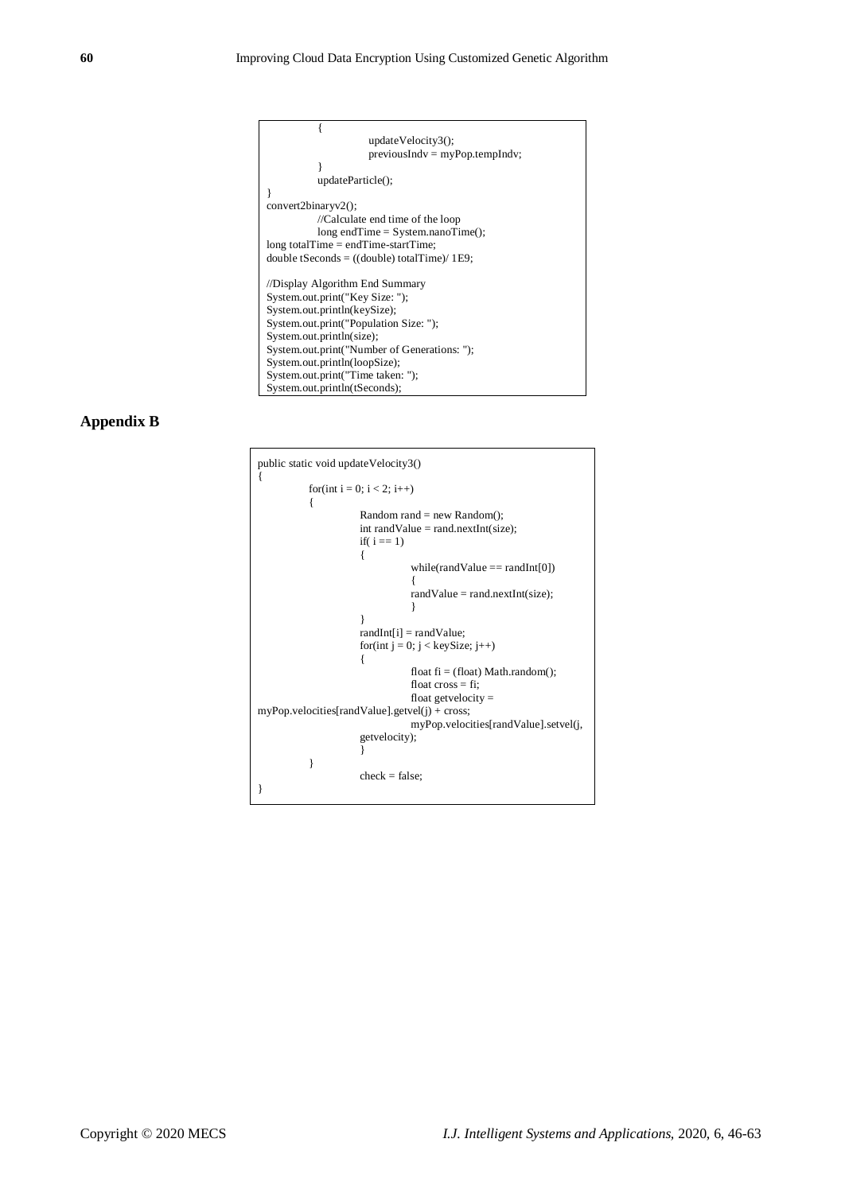```
        {
                updateVelocity3();
                previousIndv = myPop.tempIndv;
        }
        updateParticle();
}
convert2binaryv2();
        //Calculate end time of the loop
        long endTime = System.nanoTime();
long totalTime = endTime-startTime;
double tSeconds = ((double) totalTime)/ 1E9;

//Display Algorithm End Summary
System.out.print("Key Size: ");
System.out.println(keySize);
System.out.print("Population Size: ");
System.out.println(size);
System.out.print("Number of Generations: ");
System.out.println(loopSize);
System.out.print("Time taken: ");
System.out.println(tSeconds);
```

## Appendix B

```
public static void updateVelocity3()
{
        for(int i = 0; i < 2; i++)
        {
                Random rand = new Random();
                int randValue = rand.nextInt(size);
                if( i == 1)
                {
                        while(randValue == randInt[0])
                        {
                        randValue = rand.nextInt(size);
                        }
                }
                randInt[i] = randValue;
                for(int j = 0; j < keySize; j++)
                {
                        float fi = (float) Math.random();
                        float cross = fi;
                        float getvelocity =
myPop.velocities[randValue].getvel(j) + cross;
                        myPop.velocities[randValue].setvel(j,
                getvelocity);
                        }
        }
                check = false;
}
```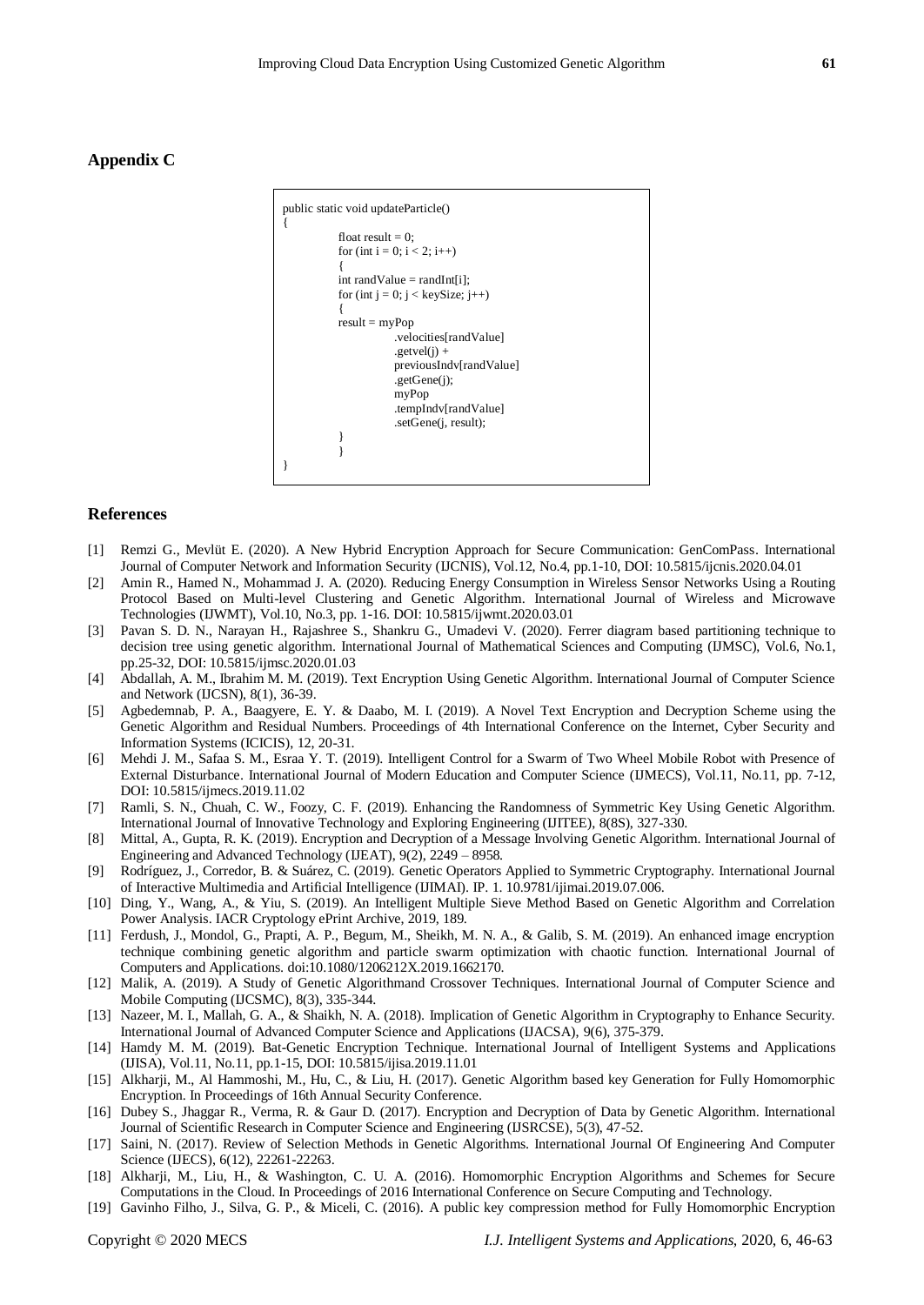## Appendix C

```
public static void updateParticle()
{
            float result = 0;
            for (int i = 0; i < 2; i++)
            {
            int randValue = randInt[i];
            for (int j = 0; j < keySize; j++)
            {
            result = myPop
                        .velocities[randValue]
                        .getvel(j) +
                        previousIndv[randValue]
                        .getGene(j);
                        myPop
                        .tempIndv[randValue]
                        .setGene(j, result);
            }
            }
}
```

## References

[1] Remzi G., Mevlüt E. (2020). A New Hybrid Encryption Approach for Secure Communication: GenComPass. International Journal of Computer Network and Information Security (IJCNIS), Vol.12, No.4, pp.1-10, DOI: 10.5815/ijcnis.2020.04.01

[2] Amin R., Hamed N., Mohammad J. A. (2020). Reducing Energy Consumption in Wireless Sensor Networks Using a Routing Protocol Based on Multi-level Clustering and Genetic Algorithm. International Journal of Wireless and Microwave Technologies (IJWMT), Vol.10, No.3, pp. 1-16. DOI: 10.5815/ijwmt.2020.03.01

[3] Pavan S. D. N., Narayan H., Rajashree S., Shankru G., Umadevi V. (2020). Ferrer diagram based partitioning technique to decision tree using genetic algorithm. International Journal of Mathematical Sciences and Computing (IJMSC), Vol.6, No.1, pp.25-32, DOI: 10.5815/ijmsc.2020.01.03

[4] Abdallah, A. M., Ibrahim M. M. (2019). Text Encryption Using Genetic Algorithm. International Journal of Computer Science and Network (IJCSN), 8(1), 36-39.

[5] Agbedemnab, P. A., Baagyere, E. Y. & Daabo, M. I. (2019). A Novel Text Encryption and Decryption Scheme using the Genetic Algorithm and Residual Numbers. Proceedings of 4th International Conference on the Internet, Cyber Security and Information Systems (ICICIS), 12, 20-31.

[6] Mehdi J. M., Safaa S. M., Esraa Y. T. (2019). Intelligent Control for a Swarm of Two Wheel Mobile Robot with Presence of External Disturbance. International Journal of Modern Education and Computer Science (IJMECS), Vol.11, No.11, pp. 7-12, DOI: 10.5815/ijmecs.2019.11.02

[7] Ramli, S. N., Chuah, C. W., Foozy, C. F. (2019). Enhancing the Randomness of Symmetric Key Using Genetic Algorithm. International Journal of Innovative Technology and Exploring Engineering (IJITEE), 8(8S), 327-330.

[8] Mittal, A., Gupta, R. K. (2019). Encryption and Decryption of a Message Involving Genetic Algorithm. International Journal of Engineering and Advanced Technology (IJEAT), 9(2), 2249 – 8958.

[9] Rodríguez, J., Corredor, B. & Suárez, C. (2019). Genetic Operators Applied to Symmetric Cryptography. International Journal of Interactive Multimedia and Artificial Intelligence (IJIMAI). IP. 1. 10.9781/ijimai.2019.07.006.

[10] Ding, Y., Wang, A., & Yiu, S. (2019). An Intelligent Multiple Sieve Method Based on Genetic Algorithm and Correlation Power Analysis. IACR Cryptology ePrint Archive, 2019, 189.

[11] Ferdush, J., Mondol, G., Prapti, A. P., Begum, M., Sheikh, M. N. A., & Galib, S. M. (2019). An enhanced image encryption technique combining genetic algorithm and particle swarm optimization with chaotic function. International Journal of Computers and Applications. doi:10.1080/1206212X.2019.1662170.

[12] Malik, A. (2019). A Study of Genetic Algorithmand Crossover Techniques. International Journal of Computer Science and Mobile Computing (IJCSMC), 8(3), 335-344.

[13] Nazeer, M. I., Mallah, G. A., & Shaikh, N. A. (2018). Implication of Genetic Algorithm in Cryptography to Enhance Security. International Journal of Advanced Computer Science and Applications (IJACSA), 9(6), 375-379.

[14] Hamdy M. M. (2019). Bat-Genetic Encryption Technique. International Journal of Intelligent Systems and Applications (IJISA), Vol.11, No.11, pp.1-15, DOI: 10.5815/ijisa.2019.11.01

[15] Alkharji, M., Al Hammoshi, M., Hu, C., & Liu, H. (2017). Genetic Algorithm based key Generation for Fully Homomorphic Encryption. In Proceedings of 16th Annual Security Conference.

[16] Dubey S., Jhaggar R., Verma, R. & Gaur D. (2017). Encryption and Decryption of Data by Genetic Algorithm. International Journal of Scientific Research in Computer Science and Engineering (IJSRCSE), 5(3), 47-52.

[17] Saini, N. (2017). Review of Selection Methods in Genetic Algorithms. International Journal Of Engineering And Computer Science (IJECS), 6(12), 22261-22263.

[18] Alkharji, M., Liu, H., & Washington, C. U. A. (2016). Homomorphic Encryption Algorithms and Schemes for Secure Computations in the Cloud. In Proceedings of 2016 International Conference on Secure Computing and Technology.

[19] Gavinho Filho, J., Silva, G. P., & Miceli, C. (2016). A public key compression method for Fully Homomorphic Encryption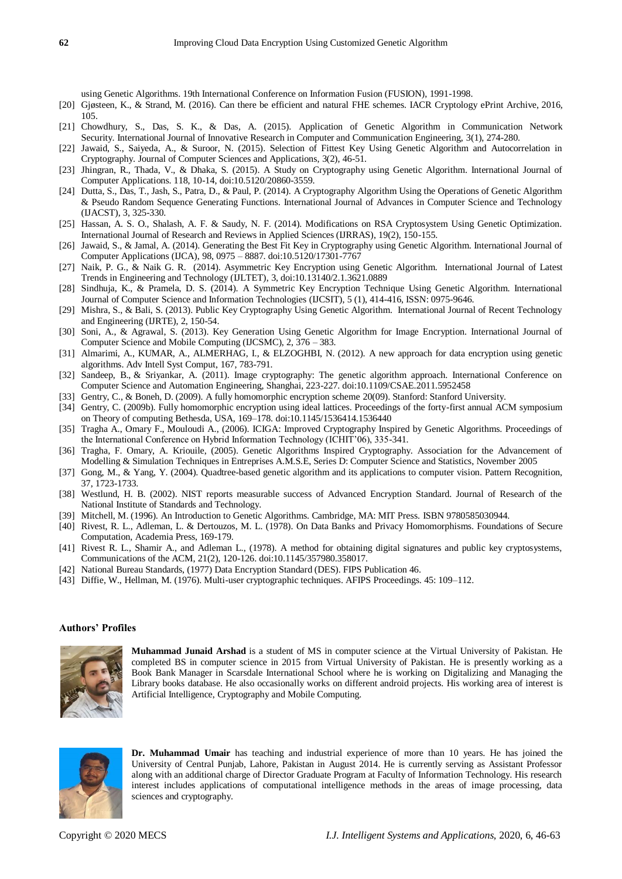using Genetic Algorithms. 19th International Conference on Information Fusion (FUSION), 1991-1998.

[20] Gjøsteen, K., & Strand, M. (2016). Can there be efficient and natural FHE schemes. IACR Cryptology ePrint Archive, 2016, 105.

[21] Chowdhury, S., Das, S. K., & Das, A. (2015). Application of Genetic Algorithm in Communication Network Security. International Journal of Innovative Research in Computer and Communication Engineering, 3(1), 274-280.

[22] Jawaid, S., Saiyeda, A., & Suroor, N. (2015). Selection of Fittest Key Using Genetic Algorithm and Autocorrelation in Cryptography. Journal of Computer Sciences and Applications, 3(2), 46-51.

[23] Jhingran, R., Thada, V., & Dhaka, S. (2015). A Study on Cryptography using Genetic Algorithm. International Journal of Computer Applications. 118, 10-14, doi:10.5120/20860-3559.

[24] Dutta, S., Das, T., Jash, S., Patra, D., & Paul, P. (2014). A Cryptography Algorithm Using the Operations of Genetic Algorithm & Pseudo Random Sequence Generating Functions. International Journal of Advances in Computer Science and Technology (IJACST), 3, 325-330.

[25] Hassan, A. S. O., Shalash, A. F. & Saudy, N. F. (2014). Modifications on RSA Cryptosystem Using Genetic Optimization. International Journal of Research and Reviews in Applied Sciences (IJRRAS), 19(2), 150-155.

[26] Jawaid, S., & Jamal, A. (2014). Generating the Best Fit Key in Cryptography using Genetic Algorithm. International Journal of Computer Applications (IJCA), 98, 0975 – 8887. doi:10.5120/17301-7767

[27] Naik, P. G., & Naik G. R. (2014). Asymmetric Key Encryption using Genetic Algorithm. International Journal of Latest Trends in Engineering and Technology (IJLTET), 3, doi:10.13140/2.1.3621.0889

[28] Sindhuja, K., & Pramela, D. S. (2014). A Symmetric Key Encryption Technique Using Genetic Algorithm. International Journal of Computer Science and Information Technologies (IJCSIT), 5 (1), 414-416, ISSN: 0975-9646.

[29] Mishra, S., & Bali, S. (2013). Public Key Cryptography Using Genetic Algorithm. International Journal of Recent Technology and Engineering (IJRTE), 2, 150-54.

[30] Soni, A., & Agrawal, S. (2013). Key Generation Using Genetic Algorithm for Image Encryption. International Journal of Computer Science and Mobile Computing (IJCSMC), 2, 376 – 383.

[31] Almarimi, A., KUMAR, A., ALMERHAG, I., & ELZOGHBI, N. (2012). A new approach for data encryption using genetic algorithms. Adv Intell Syst Comput, 167, 783-791.

[32] Sandeep, B., & Sriyankar, A. (2011). Image cryptography: The genetic algorithm approach. International Conference on Computer Science and Automation Engineering, Shanghai, 223-227. doi:10.1109/CSAE.2011.5952458

[33] Gentry, C., & Boneh, D. (2009). A fully homomorphic encryption scheme 20(09). Stanford: Stanford University.

[34] Gentry, C. (2009b). Fully homomorphic encryption using ideal lattices. Proceedings of the forty-first annual ACM symposium on Theory of computing Bethesda, USA, 169–178. doi:10.1145/1536414.1536440

[35] Tragha A., Omary F., Mouloudi A., (2006). ICIGA: Improved Cryptography Inspired by Genetic Algorithms. Proceedings of the International Conference on Hybrid Information Technology (ICHIT'06), 335-341.

[36] Tragha, F. Omary, A. Kriouile, (2005). Genetic Algorithms Inspired Cryptography. Association for the Advancement of Modelling & Simulation Techniques in Entreprises A.M.S.E, Series D: Computer Science and Statistics, November 2005

[37] Gong, M., & Yang, Y. (2004). Quadtree-based genetic algorithm and its applications to computer vision. Pattern Recognition, 37, 1723-1733.

[38] Westlund, H. B. (2002). NIST reports measurable success of Advanced Encryption Standard. Journal of Research of the National Institute of Standards and Technology.

[39] Mitchell, M. (1996). An Introduction to Genetic Algorithms. Cambridge, MA: MIT Press. ISBN 9780585030944.

[40] Rivest, R. L., Adleman, L. & Dertouzos, M. L. (1978). On Data Banks and Privacy Homomorphisms. Foundations of Secure Computation, Academia Press, 169-179.

[41] Rivest R. L., Shamir A., and Adleman L., (1978). A method for obtaining digital signatures and public key cryptosystems, Communications of the ACM, 21(2), 120-126. doi:10.1145/357980.358017.

[42] National Bureau Standards, (1977) Data Encryption Standard (DES). FIPS Publication 46.

[43] Diffie, W., Hellman, M. (1976). Multi-user cryptographic techniques. AFIPS Proceedings. 45: 109–112.

## Authors' Profiles

**Muhammad Junaid Arshad** is a student of MS in computer science at the Virtual University of Pakistan. He completed BS in computer science in 2015 from Virtual University of Pakistan. He is presently working as a Book Bank Manager in Scarsdale International School where he is working on Digitalizing and Managing the Library books database. He also occasionally works on different android projects. His working area of interest is Artificial Intelligence, Cryptography and Mobile Computing.

**Dr. Muhammad Umair** has teaching and industrial experience of more than 10 years. He has joined the University of Central Punjab, Lahore, Pakistan in August 2014. He is currently serving as Assistant Professor along with an additional charge of Director Graduate Program at Faculty of Information Technology. His research interest includes applications of computational intelligence methods in the areas of image processing, data sciences and cryptography.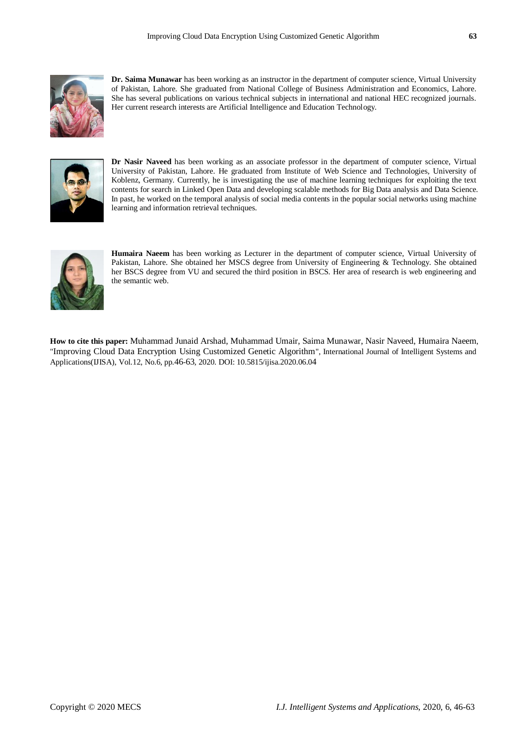**Dr. Saima Munawar** has been working as an instructor in the department of computer science, Virtual University of Pakistan, Lahore. She graduated from National College of Business Administration and Economics, Lahore. She has several publications on various technical subjects in international and national HEC recognized journals. Her current research interests are Artificial Intelligence and Education Technology.

**Dr Nasir Naveed** has been working as an associate professor in the department of computer science, Virtual University of Pakistan, Lahore. He graduated from Institute of Web Science and Technologies, University of Koblenz, Germany. Currently, he is investigating the use of machine learning techniques for exploiting the text contents for search in Linked Open Data and developing scalable methods for Big Data analysis and Data Science. In past, he worked on the temporal analysis of social media contents in the popular social networks using machine learning and information retrieval techniques.

**Humaira Naeem** has been working as Lecturer in the department of computer science, Virtual University of Pakistan, Lahore. She obtained her MSCS degree from University of Engineering & Technology. She obtained her BSCS degree from VU and secured the third position in BSCS. Her area of research is web engineering and the semantic web.

**How to cite this paper:** Muhammad Junaid Arshad, Muhammad Umair, Saima Munawar, Nasir Naveed, Humaira Naeem, "Improving Cloud Data Encryption Using Customized Genetic Algorithm", International Journal of Intelligent Systems and Applications(IJISA), Vol.12, No.6, pp.46-63, 2020. DOI: 10.5815/ijisa.2020.06.04